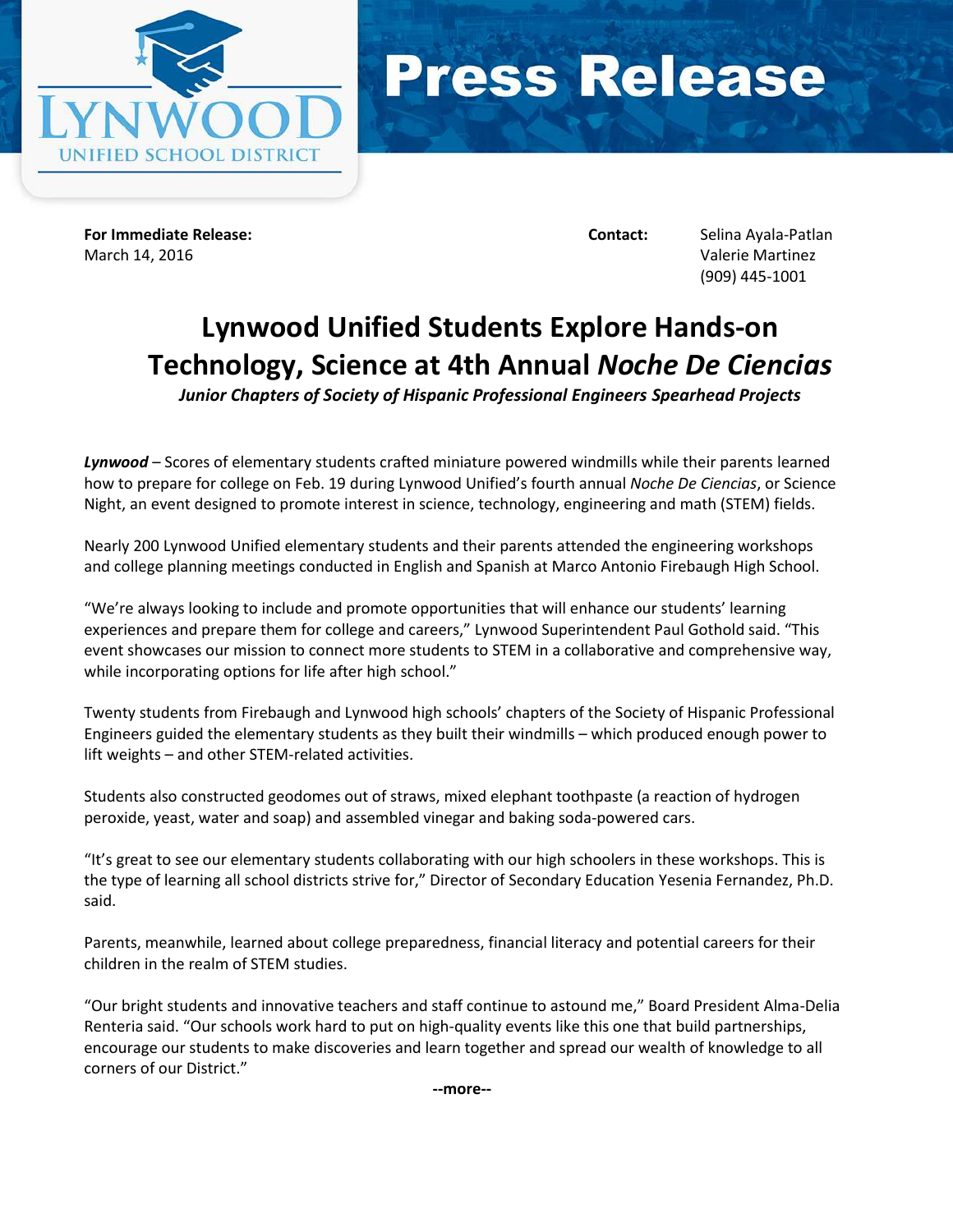Lynwood Unified School District

# Press Release

**For Immediate Release:**
March 14, 2016

**Contact:** Selina Ayala-Patlan
Valerie Martinez
(909) 445-1001

## Lynwood Unified Students Explore Hands-on Technology, Science at 4th Annual *Noche De Ciencias*

***Junior Chapters of Society of Hispanic Professional Engineers Spearhead Projects***

***Lynwood*** – Scores of elementary students crafted miniature powered windmills while their parents learned how to prepare for college on Feb. 19 during Lynwood Unified's fourth annual *Noche De Ciencias*, or Science Night, an event designed to promote interest in science, technology, engineering and math (STEM) fields.

Nearly 200 Lynwood Unified elementary students and their parents attended the engineering workshops and college planning meetings conducted in English and Spanish at Marco Antonio Firebaugh High School.

"We're always looking to include and promote opportunities that will enhance our students' learning experiences and prepare them for college and careers," Lynwood Superintendent Paul Gothold said. "This event showcases our mission to connect more students to STEM in a collaborative and comprehensive way, while incorporating options for life after high school."

Twenty students from Firebaugh and Lynwood high schools' chapters of the Society of Hispanic Professional Engineers guided the elementary students as they built their windmills – which produced enough power to lift weights – and other STEM-related activities.

Students also constructed geodomes out of straws, mixed elephant toothpaste (a reaction of hydrogen peroxide, yeast, water and soap) and assembled vinegar and baking soda-powered cars.

"It's great to see our elementary students collaborating with our high schoolers in these workshops. This is the type of learning all school districts strive for," Director of Secondary Education Yesenia Fernandez, Ph.D. said.

Parents, meanwhile, learned about college preparedness, financial literacy and potential careers for their children in the realm of STEM studies.

"Our bright students and innovative teachers and staff continue to astound me," Board President Alma-Delia Renteria said. "Our schools work hard to put on high-quality events like this one that build partnerships, encourage our students to make discoveries and learn together and spread our wealth of knowledge to all corners of our District."

**--more--**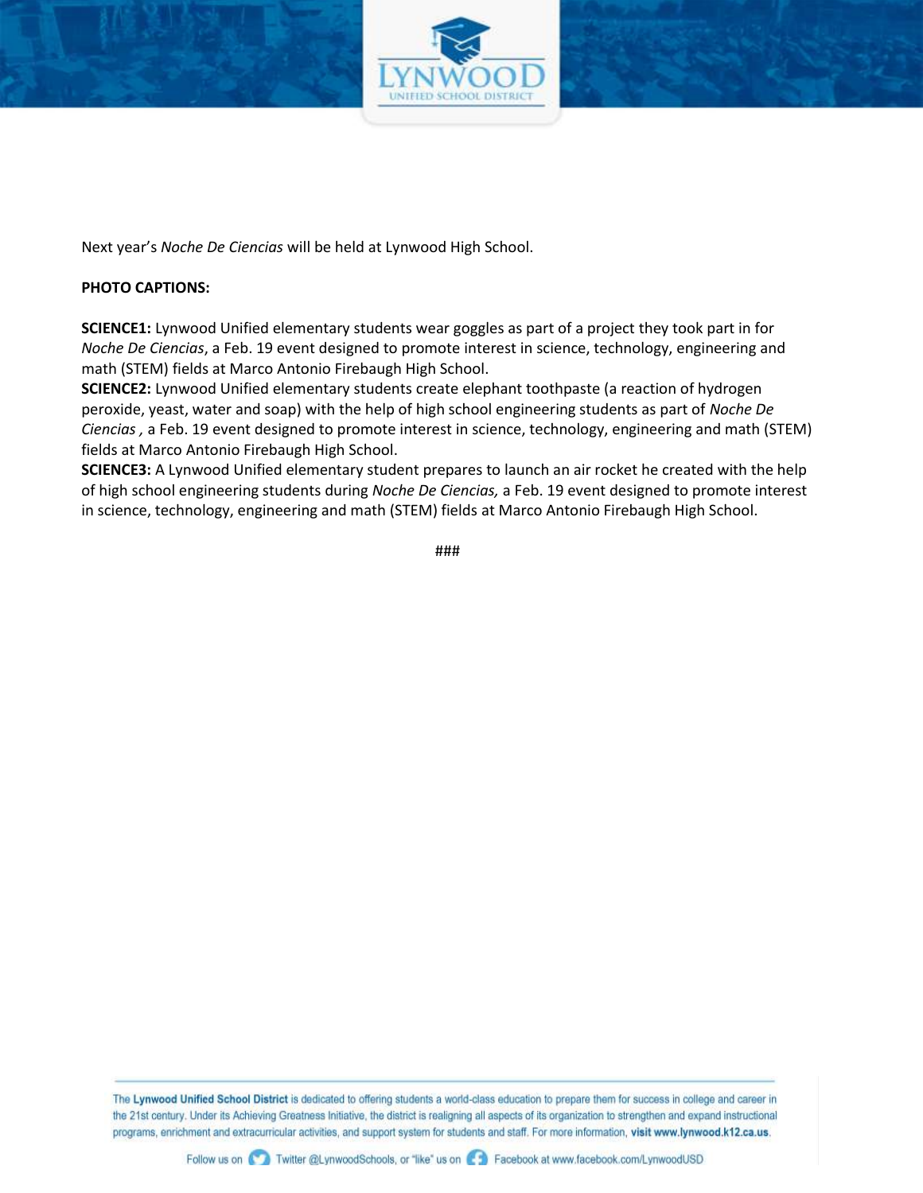Next year's *Noche De Ciencias* will be held at Lynwood High School.

**PHOTO CAPTIONS:**

**SCIENCE1:** Lynwood Unified elementary students wear goggles as part of a project they took part in for *Noche De Ciencias*, a Feb. 19 event designed to promote interest in science, technology, engineering and math (STEM) fields at Marco Antonio Firebaugh High School.
**SCIENCE2:** Lynwood Unified elementary students create elephant toothpaste (a reaction of hydrogen peroxide, yeast, water and soap) with the help of high school engineering students as part of *Noche De Ciencias ,* a Feb. 19 event designed to promote interest in science, technology, engineering and math (STEM) fields at Marco Antonio Firebaugh High School.
**SCIENCE3:** A Lynwood Unified elementary student prepares to launch an air rocket he created with the help of high school engineering students during *Noche De Ciencias,* a Feb. 19 event designed to promote interest in science, technology, engineering and math (STEM) fields at Marco Antonio Firebaugh High School.

###